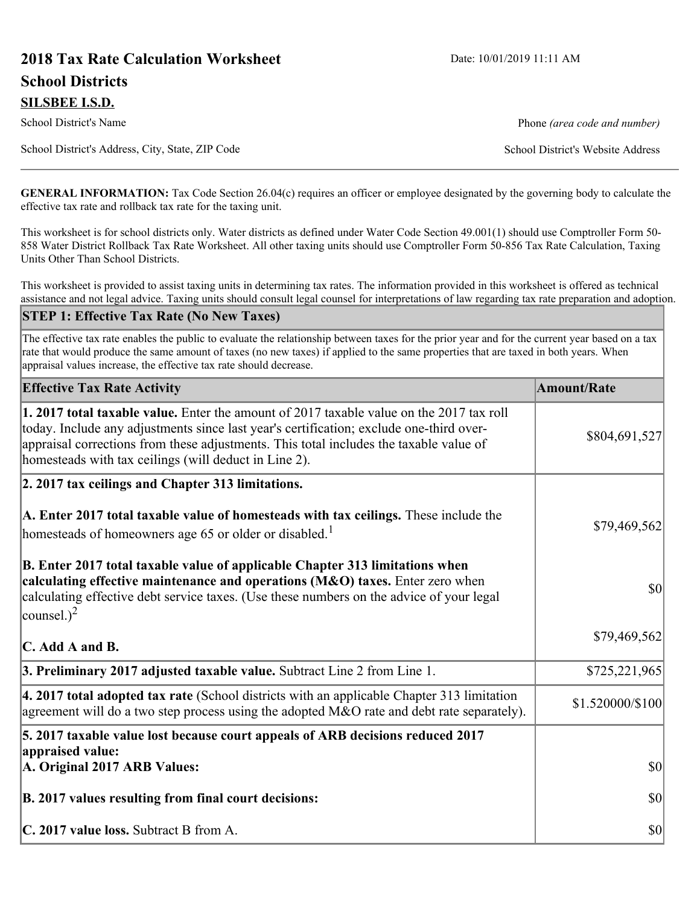# 2018 Tax Rate Calculation Worksheet

Date: 10/01/2019 11:11 AM

## School Districts

**SILSBEE I.S.D.**

School District's Name | Phone *(area code and number)*

School District's Address, City, State, ZIP Code | School District's Website Address

**GENERAL INFORMATION:** Tax Code Section 26.04(c) requires an officer or employee designated by the governing body to calculate the effective tax rate and rollback tax rate for the taxing unit.

This worksheet is for school districts only. Water districts as defined under Water Code Section 49.001(1) should use Comptroller Form 50-858 Water District Rollback Tax Rate Worksheet. All other taxing units should use Comptroller Form 50-856 Tax Rate Calculation, Taxing Units Other Than School Districts.

This worksheet is provided to assist taxing units in determining tax rates. The information provided in this worksheet is offered as technical assistance and not legal advice. Taxing units should consult legal counsel for interpretations of law regarding tax rate preparation and adoption.

### STEP 1: Effective Tax Rate (No New Taxes)

The effective tax rate enables the public to evaluate the relationship between taxes for the prior year and for the current year based on a tax rate that would produce the same amount of taxes (no new taxes) if applied to the same properties that are taxed in both years. When appraisal values increase, the effective tax rate should decrease.

| Effective Tax Rate Activity | Amount/Rate |
|---|---|
| **1. 2017 total taxable value.** Enter the amount of 2017 taxable value on the 2017 tax roll today. Include any adjustments since last year's certification; exclude one-third over-appraisal corrections from these adjustments. This total includes the taxable value of homesteads with tax ceilings (will deduct in Line 2). | $804,691,527 |
| **2. 2017 tax ceilings and Chapter 313 limitations.** | |
| **A. Enter 2017 total taxable value of homesteads with tax ceilings.** These include the homesteads of homeowners age 65 or older or disabled.[1] | $79,469,562 |
| **B. Enter 2017 total taxable value of applicable Chapter 313 limitations when calculating effective maintenance and operations (M&O) taxes.** Enter zero when calculating effective debt service taxes. (Use these numbers on the advice of your legal counsel.)[2] | $0 |
| **C. Add A and B.** | $79,469,562 |
| **3. Preliminary 2017 adjusted taxable value.** Subtract Line 2 from Line 1. | $725,221,965 |
| **4. 2017 total adopted tax rate** (School districts with an applicable Chapter 313 limitation agreement will do a two step process using the adopted M&O rate and debt rate separately). | $1.520000/$100 |
| **5. 2017 taxable value lost because court appeals of ARB decisions reduced 2017 appraised value:** | |
| **A. Original 2017 ARB Values:** | $0 |
| **B. 2017 values resulting from final court decisions:** | $0 |
| **C. 2017 value loss.** Subtract B from A. | $0 |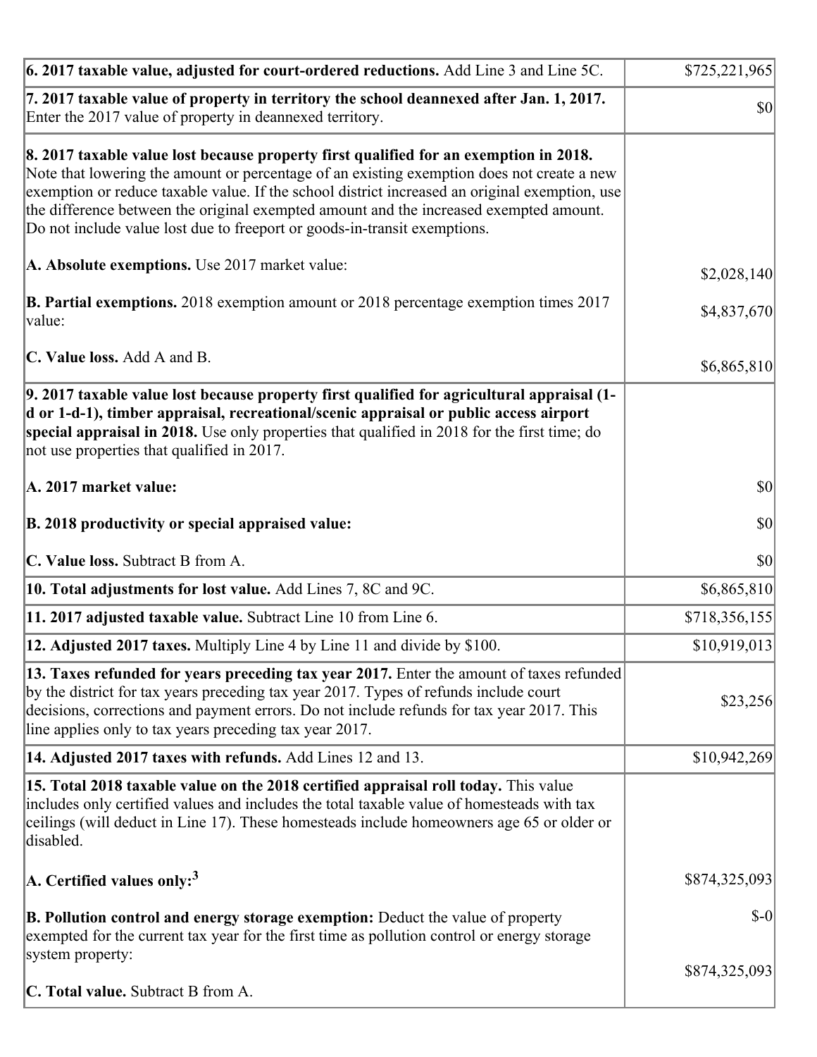| | |
|---|---|
| **6. 2017 taxable value, adjusted for court-ordered reductions.** Add Line 3 and Line 5C. | $725,221,965 |
| **7. 2017 taxable value of property in territory the school deannexed after Jan. 1, 2017.** Enter the 2017 value of property in deannexed territory. | $0 |
| **8. 2017 taxable value lost because property first qualified for an exemption in 2018.** Note that lowering the amount or percentage of an existing exemption does not create a new exemption or reduce taxable value. If the school district increased an original exemption, use the difference between the original exempted amount and the increased exempted amount. Do not include value lost due to freeport or goods-in-transit exemptions.<br><br>**A. Absolute exemptions.** Use 2017 market value:<br><br>**B. Partial exemptions.** 2018 exemption amount or 2018 percentage exemption times 2017 value:<br><br>**C. Value loss.** Add A and B. | <br><br><br><br><br>$2,028,140<br><br>$4,837,670<br><br>$6,865,810 |
| **9. 2017 taxable value lost because property first qualified for agricultural appraisal (1-d or 1-d-1), timber appraisal, recreational/scenic appraisal or public access airport special appraisal in 2018.** Use only properties that qualified in 2018 for the first time; do not use properties that qualified in 2017.<br><br>**A. 2017 market value:**<br><br>**B. 2018 productivity or special appraised value:**<br><br>**C. Value loss.** Subtract B from A. | <br><br><br><br>$0<br><br>$0<br><br>$0 |
| **10. Total adjustments for lost value.** Add Lines 7, 8C and 9C. | $6,865,810 |
| **11. 2017 adjusted taxable value.** Subtract Line 10 from Line 6. | $718,356,155 |
| **12. Adjusted 2017 taxes.** Multiply Line 4 by Line 11 and divide by $100. | $10,919,013 |
| **13. Taxes refunded for years preceding tax year 2017.** Enter the amount of taxes refunded by the district for tax years preceding tax year 2017. Types of refunds include court decisions, corrections and payment errors. Do not include refunds for tax year 2017. This line applies only to tax years preceding tax year 2017. | $23,256 |
| **14. Adjusted 2017 taxes with refunds.** Add Lines 12 and 13. | $10,942,269 |
| **15. Total 2018 taxable value on the 2018 certified appraisal roll today.** This value includes only certified values and includes the total taxable value of homesteads with tax ceilings (will deduct in Line 17). These homesteads include homeowners age 65 or older or disabled.<br><br>**A. Certified values only:**[3]<br><br>**B. Pollution control and energy storage exemption:** Deduct the value of property exempted for the current tax year for the first time as pollution control or energy storage system property:<br><br>**C. Total value.** Subtract B from A. | <br><br><br><br>$874,325,093<br><br>$-0<br><br>$874,325,093 |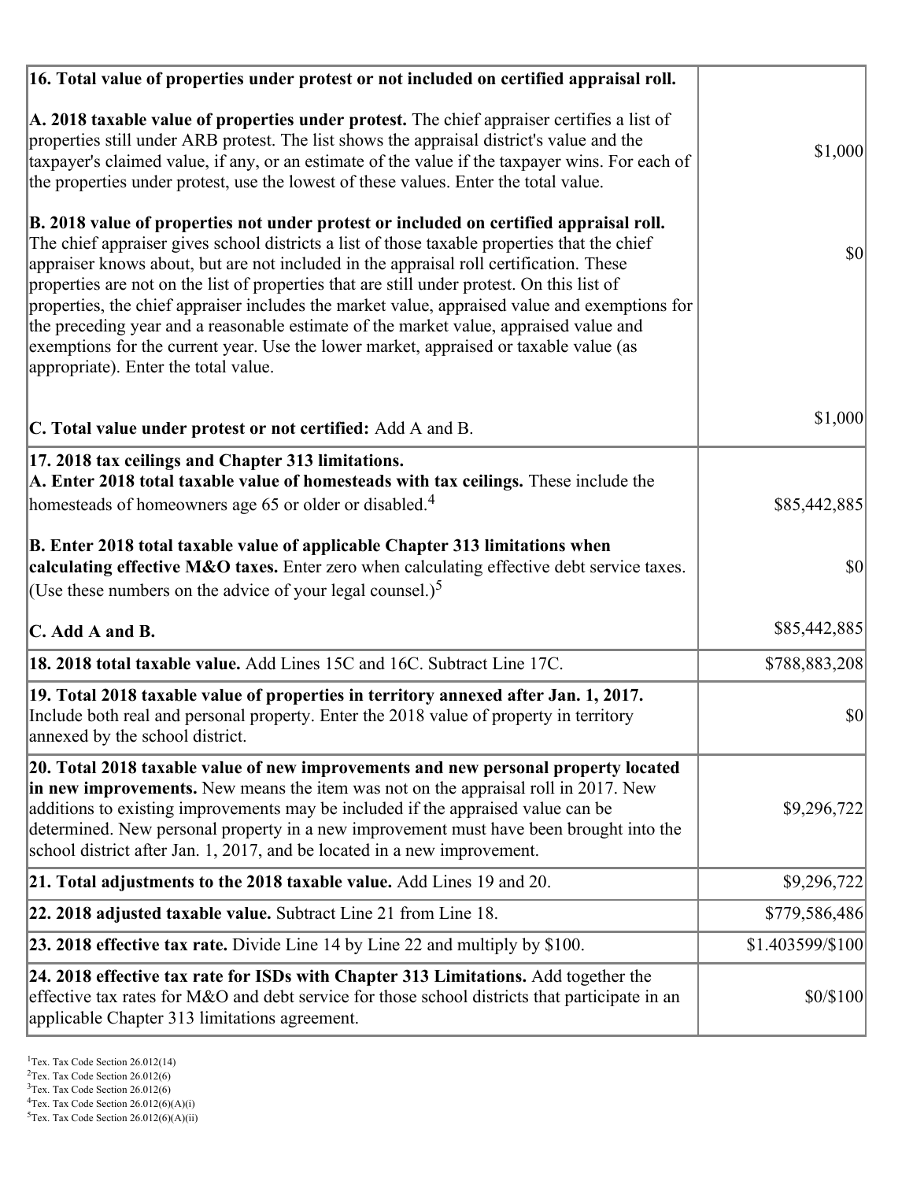| | |
|---|---|
| **16. Total value of properties under protest or not included on certified appraisal roll.** | |
| **A. 2018 taxable value of properties under protest.** The chief appraiser certifies a list of properties still under ARB protest. The list shows the appraisal district's value and the taxpayer's claimed value, if any, or an estimate of the value if the taxpayer wins. For each of the properties under protest, use the lowest of these values. Enter the total value. | $1,000 |
| **B. 2018 value of properties not under protest or included on certified appraisal roll.** The chief appraiser gives school districts a list of those taxable properties that the chief appraiser knows about, but are not included in the appraisal roll certification. These properties are not on the list of properties that are still under protest. On this list of properties, the chief appraiser includes the market value, appraised value and exemptions for the preceding year and a reasonable estimate of the market value, appraised value and exemptions for the current year. Use the lower market, appraised or taxable value (as appropriate). Enter the total value. | $0 |
| **C. Total value under protest or not certified:** Add A and B. | $1,000 |
| **17. 2018 tax ceilings and Chapter 313 limitations.** | |
| **A. Enter 2018 total taxable value of homesteads with tax ceilings.** These include the homesteads of homeowners age 65 or older or disabled.[4] | $85,442,885 |
| **B. Enter 2018 total taxable value of applicable Chapter 313 limitations when calculating effective M&O taxes.** Enter zero when calculating effective debt service taxes. (Use these numbers on the advice of your legal counsel.)[5] | $0 |
| **C. Add A and B.** | $85,442,885 |
| **18. 2018 total taxable value.** Add Lines 15C and 16C. Subtract Line 17C. | $788,883,208 |
| **19. Total 2018 taxable value of properties in territory annexed after Jan. 1, 2017.** Include both real and personal property. Enter the 2018 value of property in territory annexed by the school district. | $0 |
| **20. Total 2018 taxable value of new improvements and new personal property located in new improvements.** New means the item was not on the appraisal roll in 2017. New additions to existing improvements may be included if the appraised value can be determined. New personal property in a new improvement must have been brought into the school district after Jan. 1, 2017, and be located in a new improvement. | $9,296,722 |
| **21. Total adjustments to the 2018 taxable value.** Add Lines 19 and 20. | $9,296,722 |
| **22. 2018 adjusted taxable value.** Subtract Line 21 from Line 18. | $779,586,486 |
| **23. 2018 effective tax rate.** Divide Line 14 by Line 22 and multiply by $100. | $1.403599/$100 |
| **24. 2018 effective tax rate for ISDs with Chapter 313 Limitations.** Add together the effective tax rates for M&O and debt service for those school districts that participate in an applicable Chapter 313 limitations agreement. | $0/$100 |

[1] Tex. Tax Code Section 26.012(14)
[2] Tex. Tax Code Section 26.012(6)
[3] Tex. Tax Code Section 26.012(6)
[4] Tex. Tax Code Section 26.012(6)(A)(i)
[5] Tex. Tax Code Section 26.012(6)(A)(ii)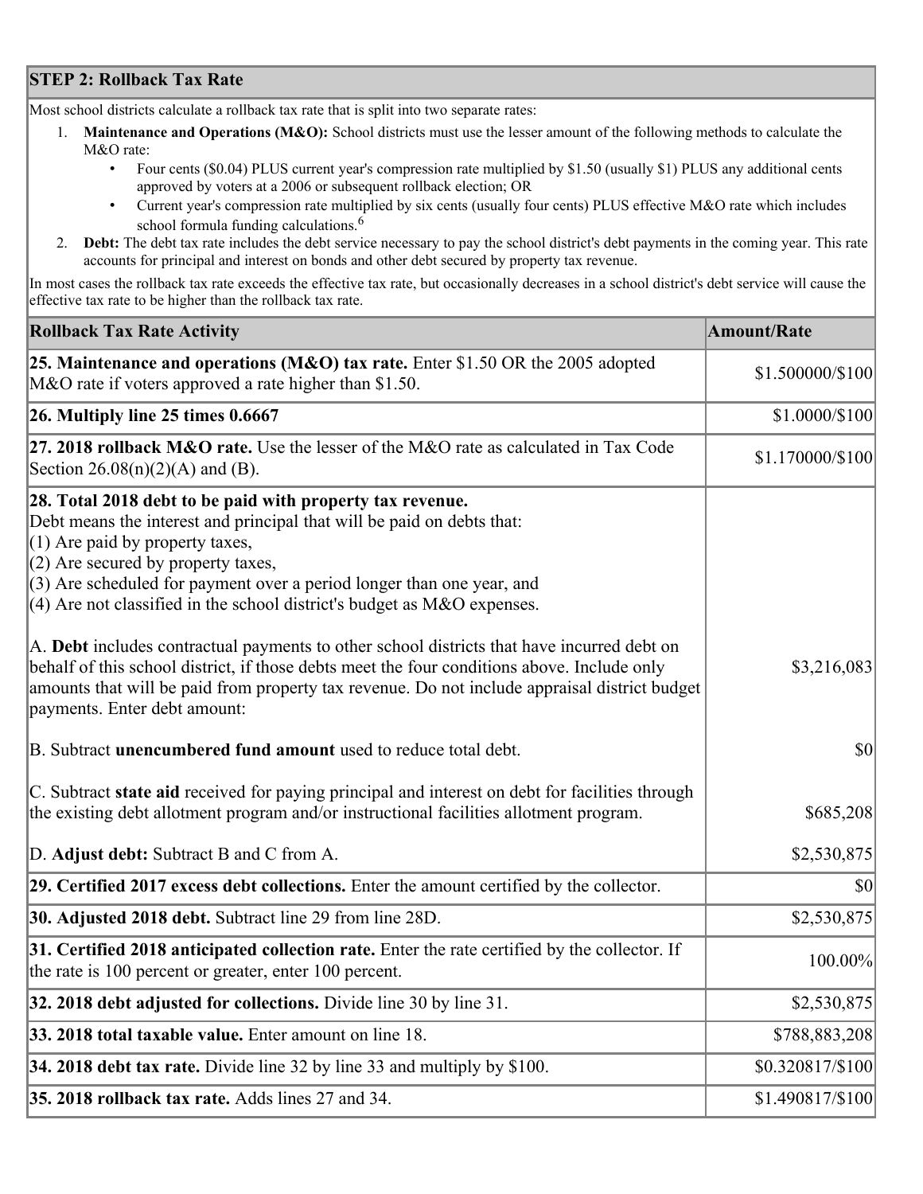## STEP 2: Rollback Tax Rate

Most school districts calculate a rollback tax rate that is split into two separate rates:

1. **Maintenance and Operations (M&O):** School districts must use the lesser amount of the following methods to calculate the M&O rate:
   - Four cents ($0.04) PLUS current year's compression rate multiplied by $1.50 (usually $1) PLUS any additional cents approved by voters at a 2006 or subsequent rollback election; OR
   - Current year's compression rate multiplied by six cents (usually four cents) PLUS effective M&O rate which includes school formula funding calculations.[6]
2. **Debt:** The debt tax rate includes the debt service necessary to pay the school district's debt payments in the coming year. This rate accounts for principal and interest on bonds and other debt secured by property tax revenue.

In most cases the rollback tax rate exceeds the effective tax rate, but occasionally decreases in a school district's debt service will cause the effective tax rate to be higher than the rollback tax rate.

| Rollback Tax Rate Activity | Amount/Rate |
|---|---|
| **25. Maintenance and operations (M&O) tax rate.** Enter $1.50 OR the 2005 adopted M&O rate if voters approved a rate higher than $1.50. | $1.500000/$100 |
| **26. Multiply line 25 times 0.6667** | $1.0000/$100 |
| **27. 2018 rollback M&O rate.** Use the lesser of the M&O rate as calculated in Tax Code Section 26.08(n)(2)(A) and (B). | $1.170000/$100 |
| **28. Total 2018 debt to be paid with property tax revenue.** Debt means the interest and principal that will be paid on debts that:<br>(1) Are paid by property taxes,<br>(2) Are secured by property taxes,<br>(3) Are scheduled for payment over a period longer than one year, and<br>(4) Are not classified in the school district's budget as M&O expenses.<br><br>A. **Debt** includes contractual payments to other school districts that have incurred debt on behalf of this school district, if those debts meet the four conditions above. Include only amounts that will be paid from property tax revenue. Do not include appraisal district budget payments. Enter debt amount:<br><br>B. Subtract **unencumbered fund amount** used to reduce total debt.<br><br>C. Subtract **state aid** received for paying principal and interest on debt for facilities through the existing debt allotment program and/or instructional facilities allotment program.<br><br>D. **Adjust debt:** Subtract B and C from A. | $3,216,083<br><br>$0<br><br>$685,208<br><br>$2,530,875 |
| **29. Certified 2017 excess debt collections.** Enter the amount certified by the collector. | $0 |
| **30. Adjusted 2018 debt.** Subtract line 29 from line 28D. | $2,530,875 |
| **31. Certified 2018 anticipated collection rate.** Enter the rate certified by the collector. If the rate is 100 percent or greater, enter 100 percent. | 100.00% |
| **32. 2018 debt adjusted for collections.** Divide line 30 by line 31. | $2,530,875 |
| **33. 2018 total taxable value.** Enter amount on line 18. | $788,883,208 |
| **34. 2018 debt tax rate.** Divide line 32 by line 33 and multiply by $100. | $0.320817/$100 |
| **35. 2018 rollback tax rate.** Adds lines 27 and 34. | $1.490817/$100 |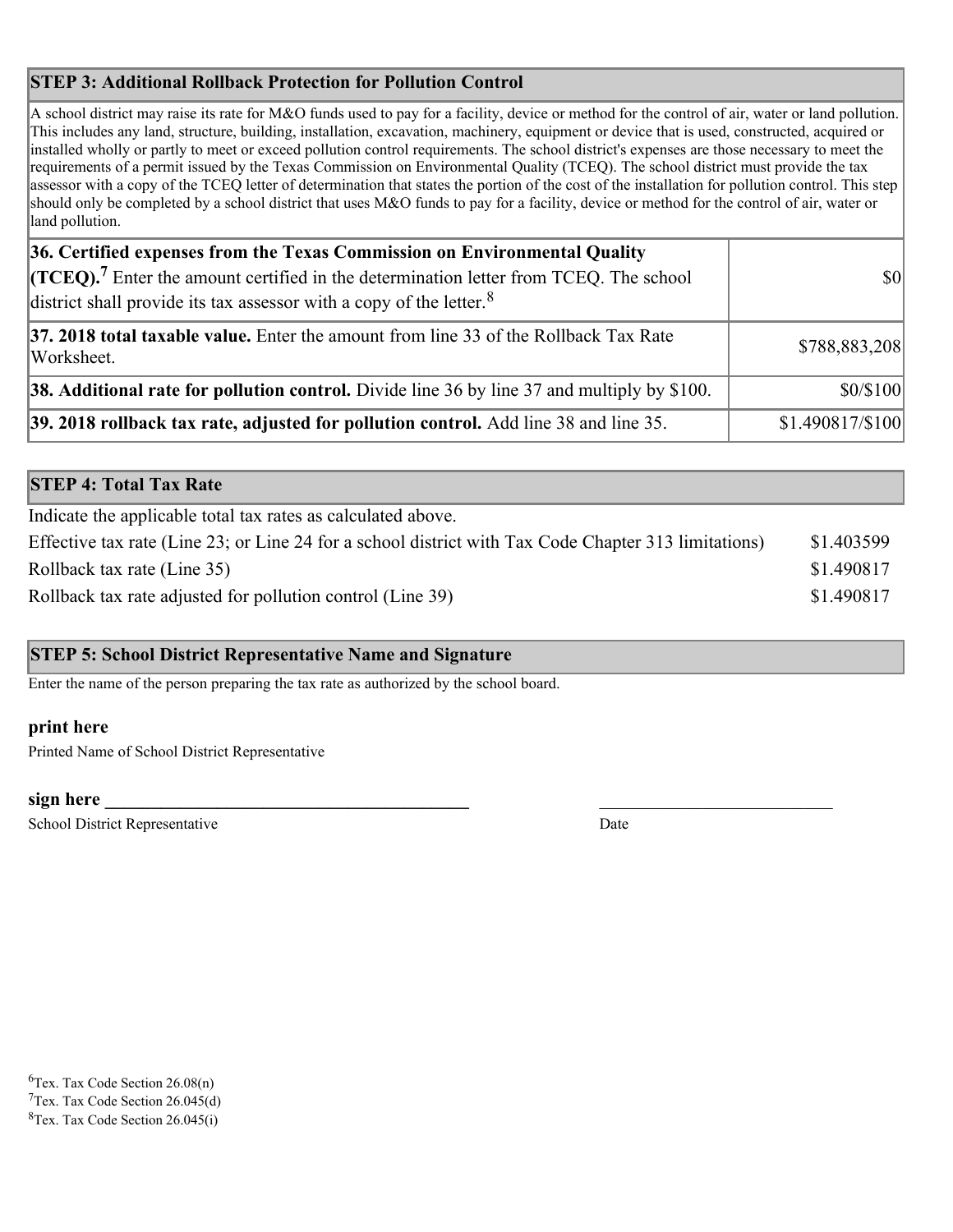## STEP 3: Additional Rollback Protection for Pollution Control

A school district may raise its rate for M&O funds used to pay for a facility, device or method for the control of air, water or land pollution. This includes any land, structure, building, installation, excavation, machinery, equipment or device that is used, constructed, acquired or installed wholly or partly to meet or exceed pollution control requirements. The school district's expenses are those necessary to meet the requirements of a permit issued by the Texas Commission on Environmental Quality (TCEQ). The school district must provide the tax assessor with a copy of the TCEQ letter of determination that states the portion of the cost of the installation for pollution control. This step should only be completed by a school district that uses M&O funds to pay for a facility, device or method for the control of air, water or land pollution.

| | |
|---|---|
| **36. Certified expenses from the Texas Commission on Environmental Quality (TCEQ).**[7] Enter the amount certified in the determination letter from TCEQ. The school district shall provide its tax assessor with a copy of the letter.[8] | $0 |
| **37. 2018 total taxable value.** Enter the amount from line 33 of the Rollback Tax Rate Worksheet. | $788,883,208 |
| **38. Additional rate for pollution control.** Divide line 36 by line 37 and multiply by $100. | $0/$100 |
| **39. 2018 rollback tax rate, adjusted for pollution control.** Add line 38 and line 35. | $1.490817/$100 |

## STEP 4: Total Tax Rate

Indicate the applicable total tax rates as calculated above.

| | |
|---|---|
| Effective tax rate (Line 23; or Line 24 for a school district with Tax Code Chapter 313 limitations) | $1.403599 |
| Rollback tax rate (Line 35) | $1.490817 |
| Rollback tax rate adjusted for pollution control (Line 39) | $1.490817 |

## STEP 5: School District Representative Name and Signature

Enter the name of the person preparing the tax rate as authorized by the school board.

**print here**

Printed Name of School District Representative

**sign here** ________________________________________ ____________________________

School District Representative Date

[6]Tex. Tax Code Section 26.08(n)
[7]Tex. Tax Code Section 26.045(d)
[8]Tex. Tax Code Section 26.045(i)